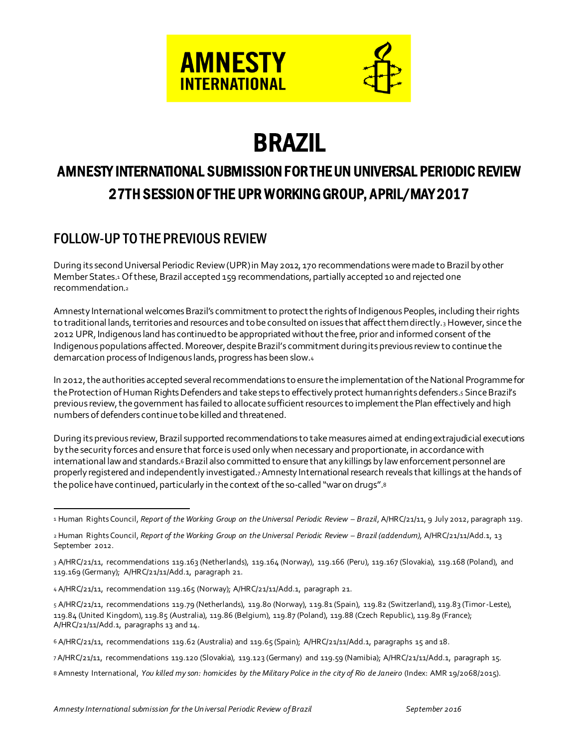# BRAZIL

## AMNESTY INTERNATIONAL SUBMISSION FOR THE UN UNIVERSAL PERIODIC REVIEW
## 27TH SESSION OF THE UPR WORKING GROUP, APRIL/MAY 2017

## FOLLOW-UP TO THE PREVIOUS REVIEW

During its second Universal Periodic Review (UPR) in May 2012, 170 recommendations were made to Brazil by other Member States.[1] Of these, Brazil accepted 159 recommendations, partially accepted 10 and rejected one recommendation.[2]

Amnesty International welcomes Brazil's commitment to protect the rights of Indigenous Peoples, including their rights to traditional lands, territories and resources and to be consulted on issues that affect them directly.[3] However, since the 2012 UPR, Indigenous land has continued to be appropriated without the free, prior and informed consent of the Indigenous populations affected. Moreover, despite Brazil's commitment during its previous review to continue the demarcation process of Indigenous lands, progress has been slow.[4]

In 2012, the authorities accepted several recommendations to ensure the implementation of the National Programme for the Protection of Human Rights Defenders and take steps to effectively protect human rights defenders.[5] Since Brazil's previous review, the government has failed to allocate sufficient resources to implement the Plan effectively and high numbers of defenders continue to be killed and threatened.

During its previous review, Brazil supported recommendations to take measures aimed at ending extrajudicial executions by the security forces and ensure that force is used only when necessary and proportionate, in accordance with international law and standards.[6] Brazil also committed to ensure that any killings by law enforcement personnel are properly registered and independently investigated.[7] Amnesty International research reveals that killings at the hands of the police have continued, particularly in the context of the so-called "war on drugs".[8]

---

[1] Human Rights Council, *Report of the Working Group on the Universal Periodic Review – Brazil*, A/HRC/21/11, 9 July 2012, paragraph 119.

[2] Human Rights Council, *Report of the Working Group on the Universal Periodic Review – Brazil (addendum)*, A/HRC/21/11/Add.1, 13 September 2012.

[3] A/HRC/21/11, recommendations 119.163 (Netherlands), 119.164 (Norway), 119.166 (Peru), 119.167 (Slovakia), 119.168 (Poland), and 119.169 (Germany); A/HRC/21/11/Add.1, paragraph 21.

[4] A/HRC/21/11, recommendation 119.165 (Norway); A/HRC/21/11/Add.1, paragraph 21.

[5] A/HRC/21/11, recommendations 119.79 (Netherlands), 119.80 (Norway), 119.81 (Spain), 119.82 (Switzerland), 119.83 (Timor-Leste), 119.84 (United Kingdom), 119.85 (Australia), 119.86 (Belgium), 119.87 (Poland), 119.88 (Czech Republic), 119.89 (France); A/HRC/21/11/Add.1, paragraphs 13 and 14.

[6] A/HRC/21/11, recommendations 119.62 (Australia) and 119.65 (Spain); A/HRC/21/11/Add.1, paragraphs 15 and 18.

[7] A/HRC/21/11, recommendations 119.120 (Slovakia), 119.123 (Germany) and 119.59 (Namibia); A/HRC/21/11/Add.1, paragraph 15.

[8] Amnesty International, *You killed my son: homicides by the Military Police in the city of Rio de Janeiro* (Index: AMR 19/2068/2015).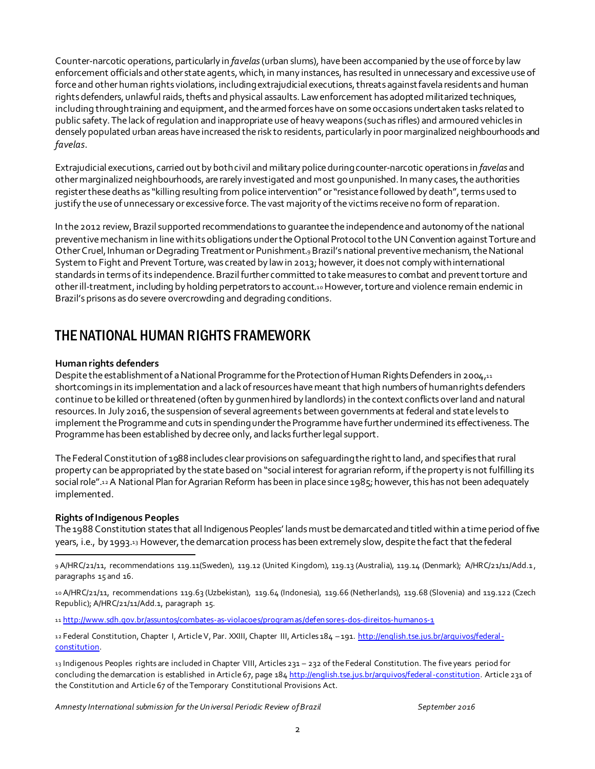Counter-narcotic operations, particularly in *favelas* (urban slums), have been accompanied by the use of force by law enforcement officials and other state agents, which, in many instances, has resulted in unnecessary and excessive use of force and other human rights violations, including extrajudicial executions, threats against favela residents and human rights defenders, unlawful raids, thefts and physical assaults. Law enforcement has adopted militarized techniques, including through training and equipment, and the armed forces have on some occasions undertaken tasks related to public safety. The lack of regulation and inappropriate use of heavy weapons (such as rifles) and armoured vehicles in densely populated urban areas have increased the risk to residents, particularly in poor marginalized neighbourhoods and *favelas*.

Extrajudicial executions, carried out by both civil and military police during counter-narcotic operations in *favelas* and other marginalized neighbourhoods, are rarely investigated and most go unpunished. In many cases, the authorities register these deaths as "killing resulting from police intervention" or "resistance followed by death", terms used to justify the use of unnecessary or excessive force. The vast majority of the victims receive no form of reparation.

In the 2012 review, Brazil supported recommendations to guarantee the independence and autonomy of the national preventive mechanism in line with its obligations under the Optional Protocol to the UN Convention against Torture and Other Cruel, Inhuman or Degrading Treatment or Punishment.[9] Brazil's national preventive mechanism, the National System to Fight and Prevent Torture, was created by law in 2013; however, it does not comply with international standards in terms of its independence. Brazil further committed to take measures to combat and prevent torture and other ill-treatment, including by holding perpetrators to account.[10] However, torture and violence remain endemic in Brazil's prisons as do severe overcrowding and degrading conditions.

# THE NATIONAL HUMAN RIGHTS FRAMEWORK

**Human rights defenders**

Despite the establishment of a National Programme for the Protection of Human Rights Defenders in 2004,[11] shortcomings in its implementation and a lack of resources have meant that high numbers of human rights defenders continue to be killed or threatened (often by gunmen hired by landlords) in the context conflicts over land and natural resources. In July 2016, the suspension of several agreements between governments at federal and state levels to implement the Programme and cuts in spending under the Programme have further undermined its effectiveness. The Programme has been established by decree only, and lacks further legal support.

The Federal Constitution of 1988 includes clear provisions on safeguarding the right to land, and specifies that rural property can be appropriated by the state based on "social interest for agrarian reform, if the property is not fulfilling its social role".[12] A National Plan for Agrarian Reform has been in place since 1985; however, this has not been adequately implemented.

**Rights of Indigenous Peoples**

The 1988 Constitution states that all Indigenous Peoples' lands must be demarcated and titled within a time period of five years, i.e., by 1993.[13] However, the demarcation process has been extremely slow, despite the fact that the federal

---

[9] A/HRC/21/11, recommendations 119.11(Sweden), 119.12 (United Kingdom), 119.13 (Australia), 119.14 (Denmark); A/HRC/21/11/Add.1, paragraphs 15 and 16.

[10] A/HRC/21/11, recommendations 119.63 (Uzbekistan), 119.64 (Indonesia), 119.66 (Netherlands), 119.68 (Slovenia) and 119.122 (Czech Republic); A/HRC/21/11/Add.1, paragraph 15.

[11] http://www.sdh.gov.br/assuntos/combates-as-violacoes/programas/defensores-dos-direitos-humanos-1

[12] Federal Constitution, Chapter I, Article V, Par. XXIII, Chapter III, Articles 184 – 191. http://english.tse.jus.br/arquivos/federal-constitution.

[13] Indigenous Peoples rights are included in Chapter VIII, Articles 231 – 232 of the Federal Constitution. The five years period for concluding the demarcation is established in Article 67, page 184 http://english.tse.jus.br/arquivos/federal-constitution. Article 231 of the Constitution and Article 67 of the Temporary Constitutional Provisions Act.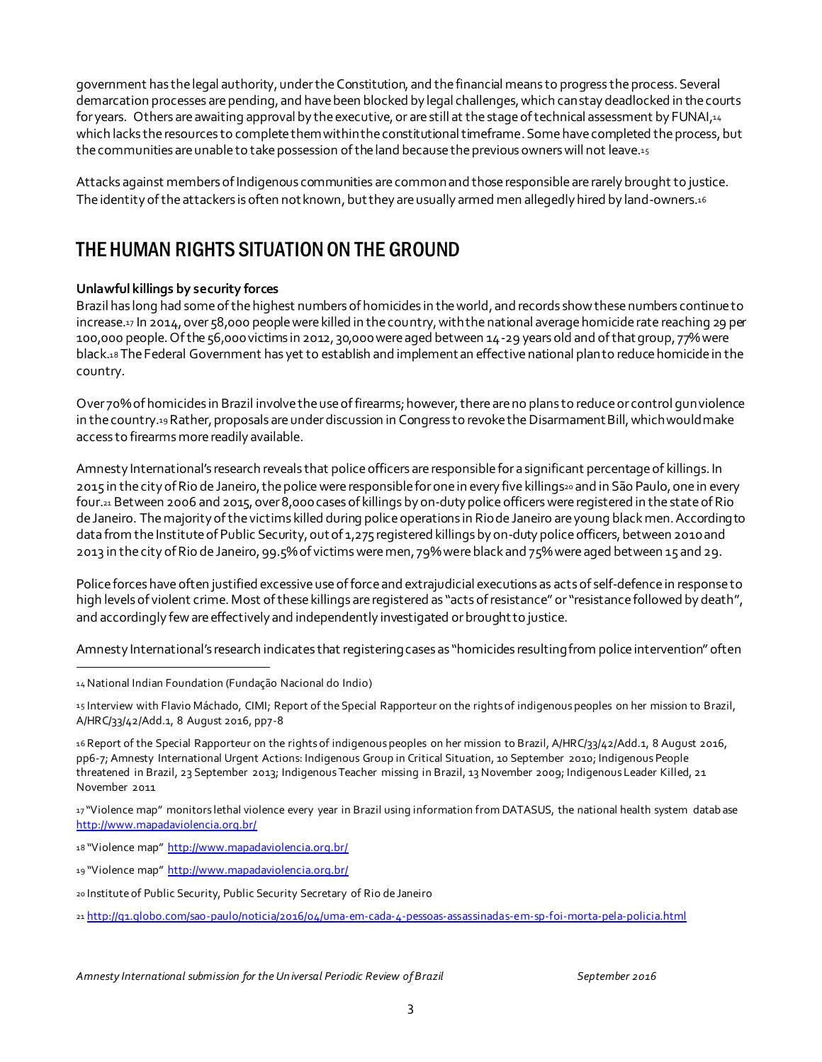government has the legal authority, under the Constitution, and the financial means to progress the process. Several demarcation processes are pending, and have been blocked by legal challenges, which can stay deadlocked in the courts for years. Others are awaiting approval by the executive, or are still at the stage of technical assessment by FUNAI,[14] which lacks the resources to complete them within the constitutional timeframe. Some have completed the process, but the communities are unable to take possession of the land because the previous owners will not leave.[15]

Attacks against members of Indigenous communities are common and those responsible are rarely brought to justice. The identity of the attackers is often not known, but they are usually armed men allegedly hired by land-owners.[16]

## THE HUMAN RIGHTS SITUATION ON THE GROUND

**Unlawful killings by security forces**

Brazil has long had some of the highest numbers of homicides in the world, and records show these numbers continue to increase.[17] In 2014, over 58,000 people were killed in the country, with the national average homicide rate reaching 29 per 100,000 people. Of the 56,000 victims in 2012, 30,000 were aged between 14-29 years old and of that group, 77% were black.[18] The Federal Government has yet to establish and implement an effective national plan to reduce homicide in the country.

Over 70% of homicides in Brazil involve the use of firearms; however, there are no plans to reduce or control gun violence in the country.[19] Rather, proposals are under discussion in Congress to revoke the Disarmament Bill, which would make access to firearms more readily available.

Amnesty International's research reveals that police officers are responsible for a significant percentage of killings. In 2015 in the city of Rio de Janeiro, the police were responsible for one in every five killings[20] and in São Paulo, one in every four.[21] Between 2006 and 2015, over 8,000 cases of killings by on-duty police officers were registered in the state of Rio de Janeiro. The majority of the victims killed during police operations in Rio de Janeiro are young black men. According to data from the Institute of Public Security, out of 1,275 registered killings by on-duty police officers, between 2010 and 2013 in the city of Rio de Janeiro, 99.5% of victims were men, 79% were black and 75% were aged between 15 and 29.

Police forces have often justified excessive use of force and extrajudicial executions as acts of self-defence in response to high levels of violent crime. Most of these killings are registered as "acts of resistance" or "resistance followed by death", and accordingly few are effectively and independently investigated or brought to justice.

Amnesty International's research indicates that registering cases as "homicides resulting from police intervention" often

---

[14] National Indian Foundation (Fundação Nacional do Indio)

[15] Interview with Flavio Máchado, CIMI; Report of the Special Rapporteur on the rights of indigenous peoples on her mission to Brazil, A/HRC/33/42/Add.1, 8 August 2016, pp7-8

[16] Report of the Special Rapporteur on the rights of indigenous peoples on her mission to Brazil, A/HRC/33/42/Add.1, 8 August 2016, pp6-7; Amnesty International Urgent Actions: Indigenous Group in Critical Situation, 10 September 2010; Indigenous People threatened in Brazil, 23 September 2013; Indigenous Teacher missing in Brazil, 13 November 2009; Indigenous Leader Killed, 21 November 2011

[17] "Violence map" monitors lethal violence every year in Brazil using information from DATASUS, the national health system datab ase http://www.mapadaviolencia.org.br/

[18] "Violence map" http://www.mapadaviolencia.org.br/

[19] "Violence map" http://www.mapadaviolencia.org.br/

[20] Institute of Public Security, Public Security Secretary of Rio de Janeiro

[21] http://g1.globo.com/sao-paulo/noticia/2016/04/uma-em-cada-4-pessoas-assassinadas-em-sp-foi-morta-pela-policia.html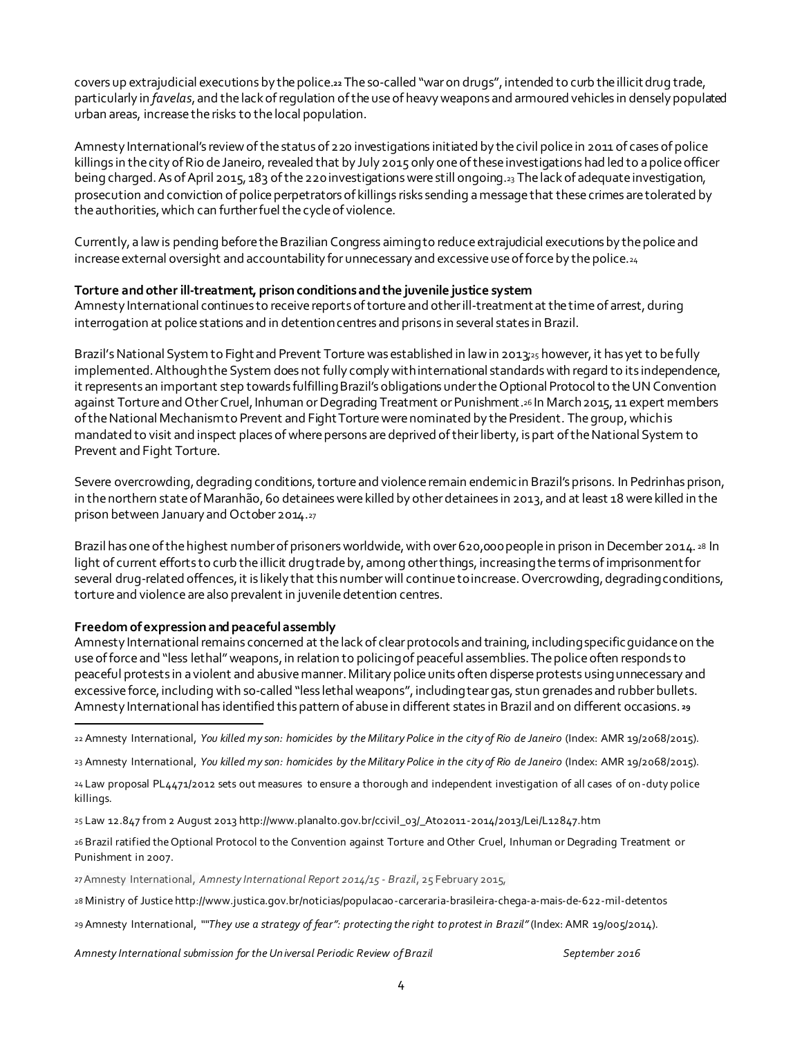covers up extrajudicial executions by the police.[22] The so-called "war on drugs", intended to curb the illicit drug trade, particularly in *favelas*, and the lack of regulation of the use of heavy weapons and armoured vehicles in densely populated urban areas, increase the risks to the local population.

Amnesty International's review of the status of 220 investigations initiated by the civil police in 2011 of cases of police killings in the city of Rio de Janeiro, revealed that by July 2015 only one of these investigations had led to a police officer being charged. As of April 2015, 183 of the 220 investigations were still ongoing.[23] The lack of adequate investigation, prosecution and conviction of police perpetrators of killings risks sending a message that these crimes are tolerated by the authorities, which can further fuel the cycle of violence.

Currently, a law is pending before the Brazilian Congress aiming to reduce extrajudicial executions by the police and increase external oversight and accountability for unnecessary and excessive use of force by the police.[24]

**Torture and other ill-treatment, prison conditions and the juvenile justice system**

Amnesty International continues to receive reports of torture and other ill-treatment at the time of arrest, during interrogation at police stations and in detention centres and prisons in several states in Brazil.

Brazil's National System to Fight and Prevent Torture was established in law in 2013;[25] however, it has yet to be fully implemented. Although the System does not fully comply with international standards with regard to its independence, it represents an important step towards fulfilling Brazil's obligations under the Optional Protocol to the UN Convention against Torture and Other Cruel, Inhuman or Degrading Treatment or Punishment.[26] In March 2015, 11 expert members of the National Mechanism to Prevent and Fight Torture were nominated by the President. The group, which is mandated to visit and inspect places of where persons are deprived of their liberty, is part of the National System to Prevent and Fight Torture.

Severe overcrowding, degrading conditions, torture and violence remain endemic in Brazil's prisons. In Pedrinhas prison, in the northern state of Maranhão, 60 detainees were killed by other detainees in 2013, and at least 18 were killed in the prison between January and October 2014.[27]

Brazil has one of the highest number of prisoners worldwide, with over 620,000 people in prison in December 2014.[28] In light of current efforts to curb the illicit drug trade by, among other things, increasing the terms of imprisonment for several drug-related offences, it is likely that this number will continue to increase. Overcrowding, degrading conditions, torture and violence are also prevalent in juvenile detention centres.

**Freedom of expression and peaceful assembly**

Amnesty International remains concerned at the lack of clear protocols and training, including specific guidance on the use of force and "less lethal" weapons, in relation to policing of peaceful assemblies. The police often responds to peaceful protests in a violent and abusive manner. Military police units often disperse protests using unnecessary and excessive force, including with so-called "less lethal weapons", including tear gas, stun grenades and rubber bullets. Amnesty International has identified this pattern of abuse in different states in Brazil and on different occasions.[29]

---

[22] Amnesty International, *You killed my son: homicides by the Military Police in the city of Rio de Janeiro* (Index: AMR 19/2068/2015).

[23] Amnesty International, *You killed my son: homicides by the Military Police in the city of Rio de Janeiro* (Index: AMR 19/2068/2015).

[24] Law proposal PL4471/2012 sets out measures to ensure a thorough and independent investigation of all cases of on-duty police killings.

[25] Law 12.847 from 2 August 2013 http://www.planalto.gov.br/ccivil_03/_Ato2011-2014/2013/Lei/L12847.htm

[26] Brazil ratified the Optional Protocol to the Convention against Torture and Other Cruel, Inhuman or Degrading Treatment or Punishment in 2007.

[27] Amnesty International, *Amnesty International Report 2014/15 - Brazil*, 25 February 2015,

[28] Ministry of Justice http://www.justica.gov.br/noticias/populacao-carceraria-brasileira-chega-a-mais-de-622-mil-detentos

[29] Amnesty International, *""They use a strategy of fear": protecting the right to protest in Brazil"* (Index: AMR 19/005/2014).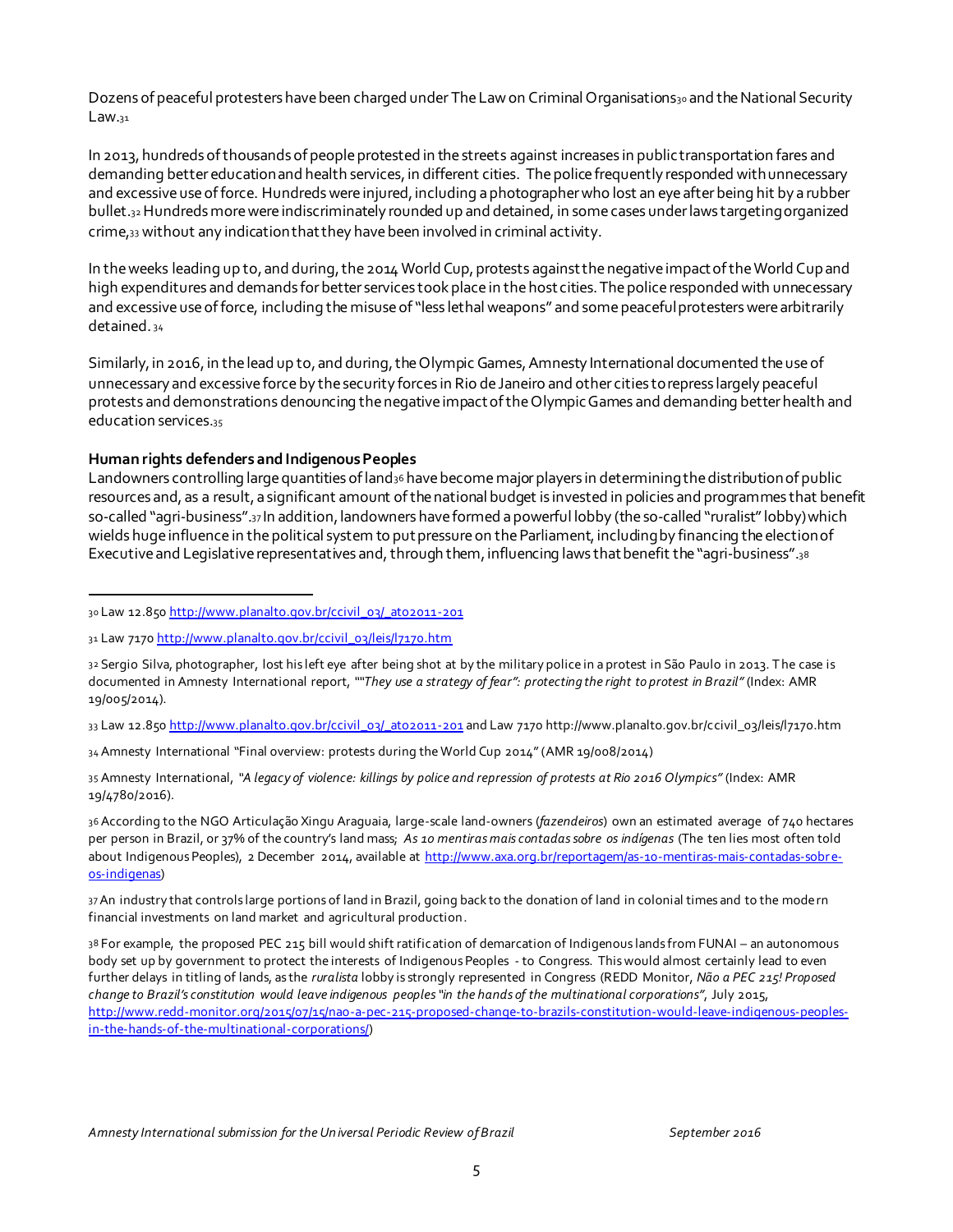Dozens of peaceful protesters have been charged under The Law on Criminal Organisations[30] and the National Security Law.[31]

In 2013, hundreds of thousands of people protested in the streets against increases in public transportation fares and demanding better education and health services, in different cities. The police frequently responded with unnecessary and excessive use of force. Hundreds were injured, including a photographer who lost an eye after being hit by a rubber bullet.[32] Hundreds more were indiscriminately rounded up and detained, in some cases under laws targeting organized crime,[33] without any indication that they have been involved in criminal activity.

In the weeks leading up to, and during, the 2014 World Cup, protests against the negative impact of the World Cup and high expenditures and demands for better services took place in the host cities. The police responded with unnecessary and excessive use of force, including the misuse of "less lethal weapons" and some peaceful protesters were arbitrarily detained.[34]

Similarly, in 2016, in the lead up to, and during, the Olympic Games, Amnesty International documented the use of unnecessary and excessive force by the security forces in Rio de Janeiro and other cities to repress largely peaceful protests and demonstrations denouncing the negative impact of the Olympic Games and demanding better health and education services.[35]

**Human rights defenders and Indigenous Peoples**

Landowners controlling large quantities of land[36] have become major players in determining the distribution of public resources and, as a result, a significant amount of the national budget is invested in policies and programmes that benefit so-called "agri-business".[37] In addition, landowners have formed a powerful lobby (the so-called "ruralist" lobby) which wields huge influence in the political system to put pressure on the Parliament, including by financing the election of Executive and Legislative representatives and, through them, influencing laws that benefit the "agri-business".[38]

---

[30] Law 12.850 http://www.planalto.gov.br/ccivil_03/_ato2011-201

[31] Law 7170 http://www.planalto.gov.br/ccivil_03/leis/l7170.htm

[32] Sergio Silva, photographer, lost his left eye after being shot at by the military police in a protest in São Paulo in 2013. The case is documented in Amnesty International report, ""*They use a strategy of fear": protecting the right to protest in Brazil"* (Index: AMR 19/005/2014).

[33] Law 12.850 http://www.planalto.gov.br/ccivil_03/_ato2011-201 and Law 7170 http://www.planalto.gov.br/ccivil_03/leis/l7170.htm

[34] Amnesty International "Final overview: protests during the World Cup 2014" (AMR 19/008/2014)

[35] Amnesty International, *"A legacy of violence: killings by police and repression of protests at Rio 2016 Olympics"* (Index: AMR 19/4780/2016).

[36] According to the NGO Articulação Xingu Araguaia, large-scale land-owners (*fazendeiros*) own an estimated average of 740 hectares per person in Brazil, or 37% of the country's land mass; *As 10 mentiras mais contadas sobre os indígenas* (The ten lies most often told about Indigenous Peoples), 2 December 2014, available at http://www.axa.org.br/reportagem/as-10-mentiras-mais-contadas-sobre-os-indigenas)

[37] An industry that controls large portions of land in Brazil, going back to the donation of land in colonial times and to the modern financial investments on land market and agricultural production.

[38] For example, the proposed PEC 215 bill would shift ratification of demarcation of Indigenous lands from FUNAI – an autonomous body set up by government to protect the interests of Indigenous Peoples - to Congress. This would almost certainly lead to even further delays in titling of lands, as the *ruralista* lobby is strongly represented in Congress (REDD Monitor, *Não a PEC 215! Proposed change to Brazil's constitution would leave indigenous peoples "in the hands of the multinational corporations"*, July 2015, http://www.redd-monitor.org/2015/07/15/nao-a-pec-215-proposed-change-to-brazils-constitution-would-leave-indigenous-peoples-in-the-hands-of-the-multinational-corporations/)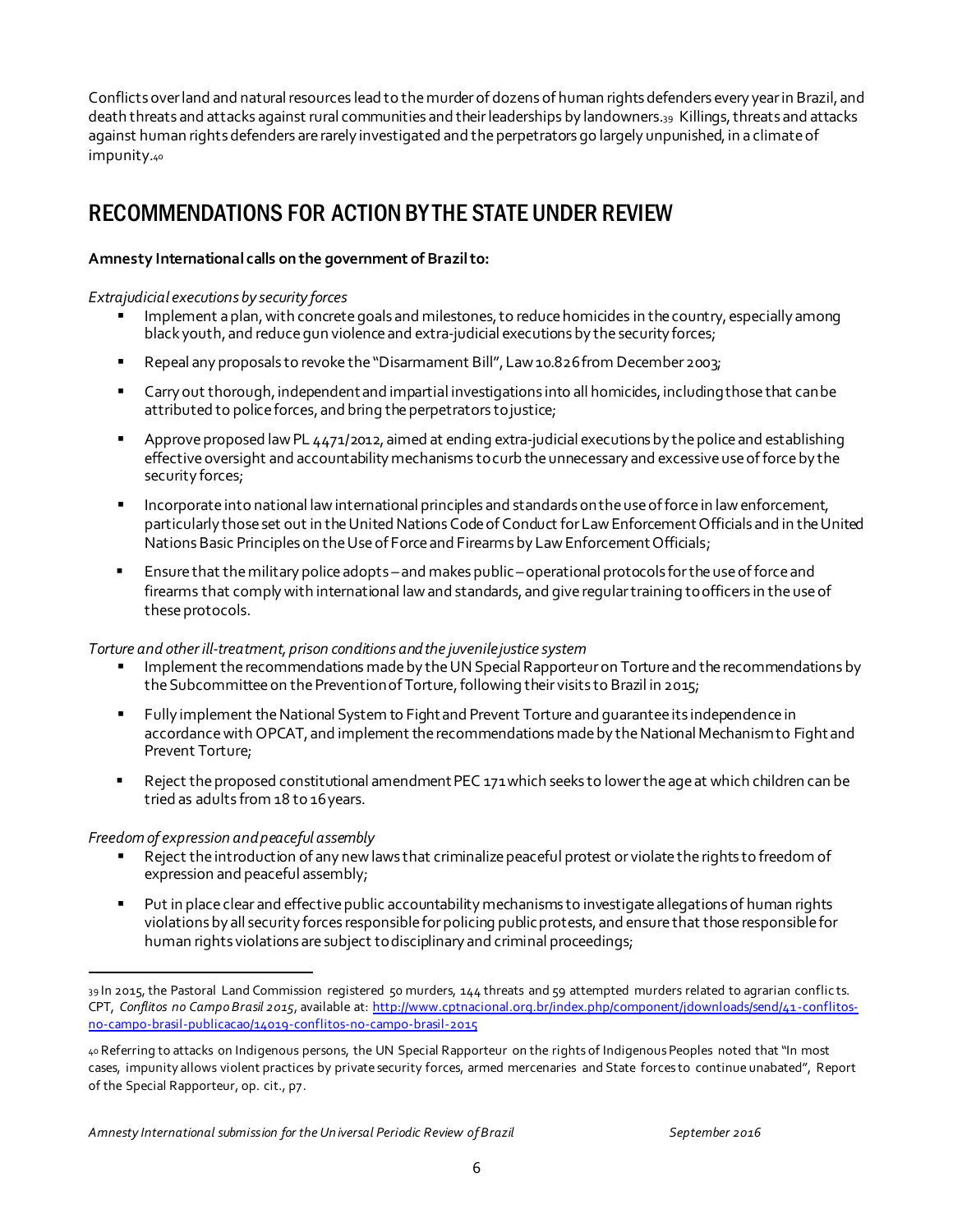Conflicts over land and natural resources lead to the murder of dozens of human rights defenders every year in Brazil, and death threats and attacks against rural communities and their leaderships by landowners.[39] Killings, threats and attacks against human rights defenders are rarely investigated and the perpetrators go largely unpunished, in a climate of impunity.[40]

## RECOMMENDATIONS FOR ACTION BY THE STATE UNDER REVIEW

**Amnesty International calls on the government of Brazil to:**

*Extrajudicial executions by security forces*

- Implement a plan, with concrete goals and milestones, to reduce homicides in the country, especially among black youth, and reduce gun violence and extra-judicial executions by the security forces;
- Repeal any proposals to revoke the "Disarmament Bill", Law 10.826 from December 2003;
- Carry out thorough, independent and impartial investigations into all homicides, including those that can be attributed to police forces, and bring the perpetrators to justice;
- Approve proposed law PL 4471/2012, aimed at ending extra-judicial executions by the police and establishing effective oversight and accountability mechanisms to curb the unnecessary and excessive use of force by the security forces;
- Incorporate into national law international principles and standards on the use of force in law enforcement, particularly those set out in the United Nations Code of Conduct for Law Enforcement Officials and in the United Nations Basic Principles on the Use of Force and Firearms by Law Enforcement Officials;
- Ensure that the military police adopts – and makes public – operational protocols for the use of force and firearms that comply with international law and standards, and give regular training to officers in the use of these protocols.

*Torture and other ill-treatment, prison conditions and the juvenile justice system*

- Implement the recommendations made by the UN Special Rapporteur on Torture and the recommendations by the Subcommittee on the Prevention of Torture, following their visits to Brazil in 2015;
- Fully implement the National System to Fight and Prevent Torture and guarantee its independence in accordance with OPCAT, and implement the recommendations made by the National Mechanism to Fight and Prevent Torture;
- Reject the proposed constitutional amendment PEC 171 which seeks to lower the age at which children can be tried as adults from 18 to 16 years.

*Freedom of expression and peaceful assembly*

- Reject the introduction of any new laws that criminalize peaceful protest or violate the rights to freedom of expression and peaceful assembly;
- Put in place clear and effective public accountability mechanisms to investigate allegations of human rights violations by all security forces responsible for policing public protests, and ensure that those responsible for human rights violations are subject to disciplinary and criminal proceedings;

---

[39] In 2015, the Pastoral Land Commission registered 50 murders, 144 threats and 59 attempted murders related to agrarian conflicts. CPT, *Conflitos no Campo Brasil 2015*, available at: http://www.cptnacional.org.br/index.php/component/jdownloads/send/41-conflitos-no-campo-brasil-publicacao/14019-conflitos-no-campo-brasil-2015

[40] Referring to attacks on Indigenous persons, the UN Special Rapporteur on the rights of Indigenous Peoples noted that "In most cases, impunity allows violent practices by private security forces, armed mercenaries and State forces to continue unabated", Report of the Special Rapporteur, op. cit., p7.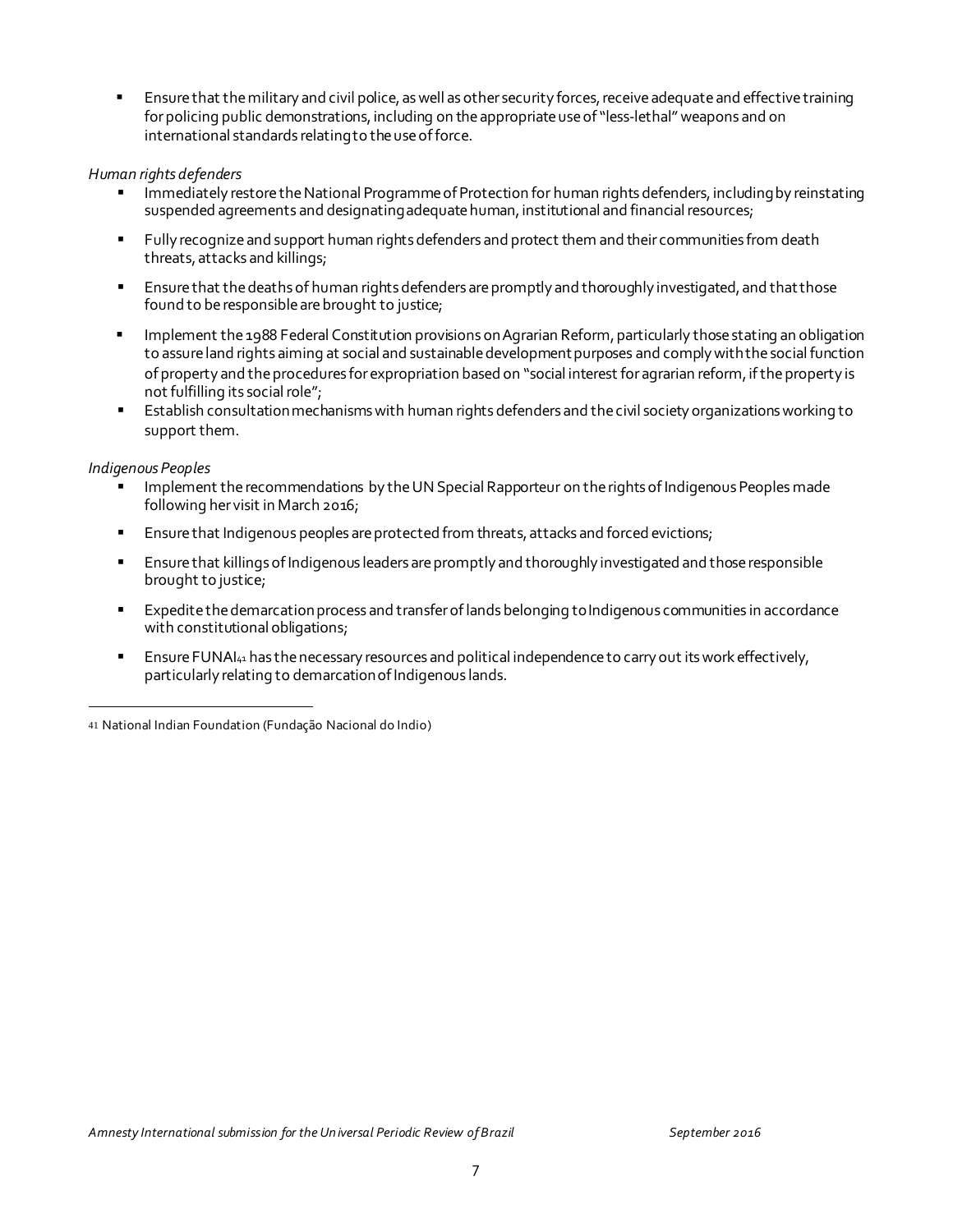- Ensure that the military and civil police, as well as other security forces, receive adequate and effective training for policing public demonstrations, including on the appropriate use of "less-lethal" weapons and on international standards relating to the use of force.

*Human rights defenders*

- Immediately restore the National Programme of Protection for human rights defenders, including by reinstating suspended agreements and designating adequate human, institutional and financial resources;
- Fully recognize and support human rights defenders and protect them and their communities from death threats, attacks and killings;
- Ensure that the deaths of human rights defenders are promptly and thoroughly investigated, and that those found to be responsible are brought to justice;
- Implement the 1988 Federal Constitution provisions on Agrarian Reform, particularly those stating an obligation to assure land rights aiming at social and sustainable development purposes and comply with the social function of property and the procedures for expropriation based on "social interest for agrarian reform, if the property is not fulfilling its social role";
- Establish consultation mechanisms with human rights defenders and the civil society organizations working to support them.

*Indigenous Peoples*

- Implement the recommendations by the UN Special Rapporteur on the rights of Indigenous Peoples made following her visit in March 2016;
- Ensure that Indigenous peoples are protected from threats, attacks and forced evictions;
- Ensure that killings of Indigenous leaders are promptly and thoroughly investigated and those responsible brought to justice;
- Expedite the demarcation process and transfer of lands belonging to Indigenous communities in accordance with constitutional obligations;
- Ensure FUNAI[41] has the necessary resources and political independence to carry out its work effectively, particularly relating to demarcation of Indigenous lands.

---

[41] National Indian Foundation (Fundação Nacional do Indio)